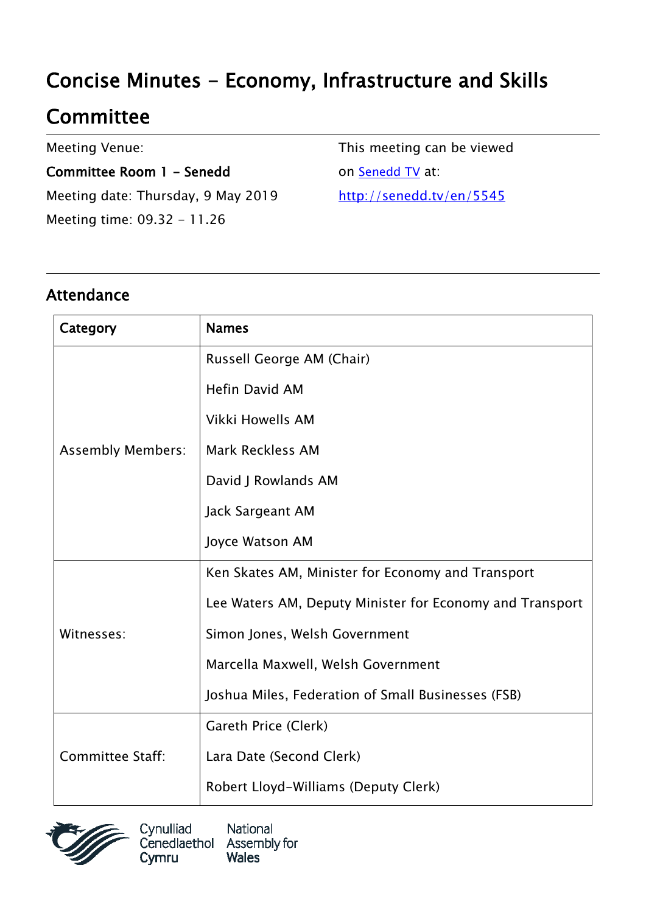# Concise Minutes - Economy, Infrastructure and Skills Committee

Meeting Venue:

**Committee Room 1 - Senedd**

Meeting date: Thursday, 9 May 2019

Meeting time: 09.32 - 11.26

This meeting can be viewed on [Senedd TV](http://senedd.tv/en/5545) at:
[http://senedd.tv/en/5545](http://senedd.tv/en/5545)

---

## Attendance

| Category | Names |
| --- | --- |
| Assembly Members: | Russell George AM (Chair)<br>Hefin David AM<br>Vikki Howells AM<br>Mark Reckless AM<br>David J Rowlands AM<br>Jack Sargeant AM<br>Joyce Watson AM |
| Witnesses: | Ken Skates AM, Minister for Economy and Transport<br>Lee Waters AM, Deputy Minister for Economy and Transport<br>Simon Jones, Welsh Government<br>Marcella Maxwell, Welsh Government<br>Joshua Miles, Federation of Small Businesses (FSB) |
| Committee Staff: | Gareth Price (Clerk)<br>Lara Date (Second Clerk)<br>Robert Lloyd-Williams (Deputy Clerk) |

Cynulliad Cenedlaethol Cymru National Assembly for Wales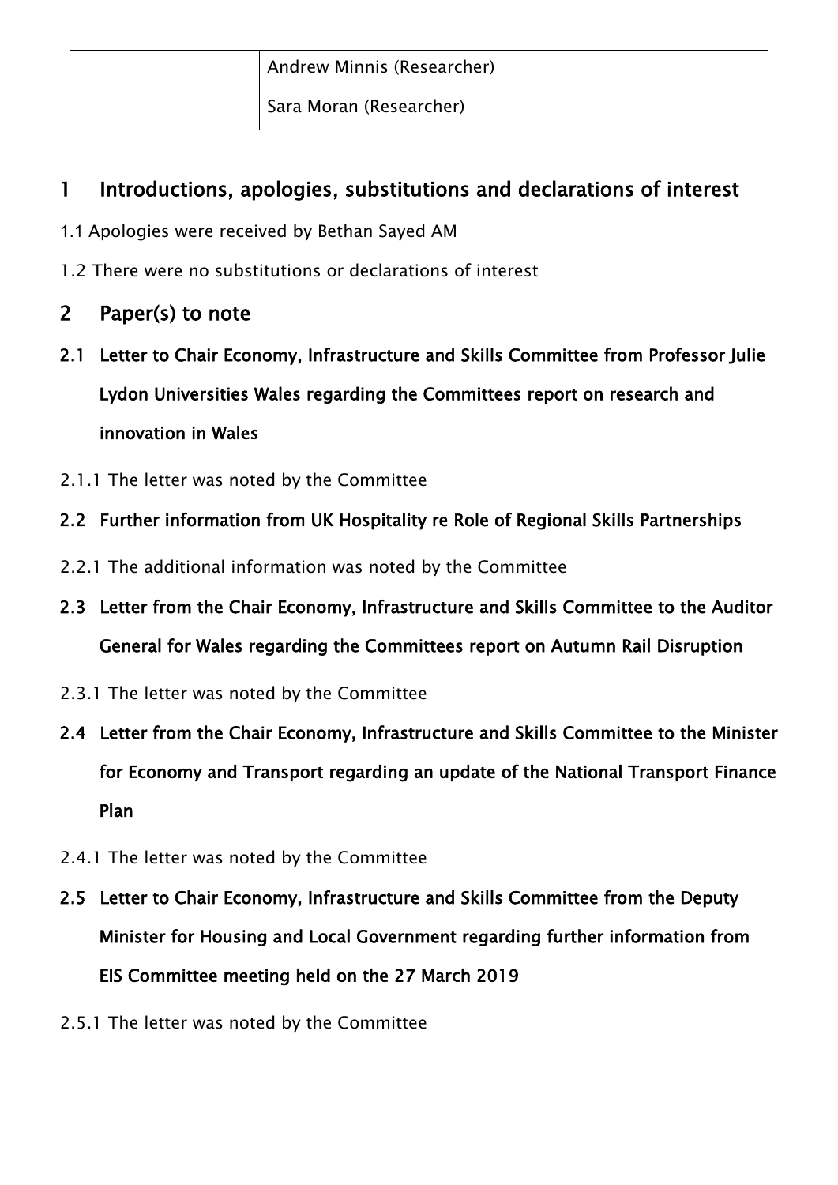| | Andrew Minnis (Researcher)<br>Sara Moran (Researcher) |
|---|---|

## 1 Introductions, apologies, substitutions and declarations of interest

1.1 Apologies were received by Bethan Sayed AM

1.2 There were no substitutions or declarations of interest

## 2 Paper(s) to note

### 2.1 Letter to Chair Economy, Infrastructure and Skills Committee from Professor Julie Lydon Universities Wales regarding the Committees report on research and innovation in Wales

2.1.1 The letter was noted by the Committee

### 2.2 Further information from UK Hospitality re Role of Regional Skills Partnerships

2.2.1 The additional information was noted by the Committee

### 2.3 Letter from the Chair Economy, Infrastructure and Skills Committee to the Auditor General for Wales regarding the Committees report on Autumn Rail Disruption

2.3.1 The letter was noted by the Committee

### 2.4 Letter from the Chair Economy, Infrastructure and Skills Committee to the Minister for Economy and Transport regarding an update of the National Transport Finance Plan

2.4.1 The letter was noted by the Committee

### 2.5 Letter to Chair Economy, Infrastructure and Skills Committee from the Deputy Minister for Housing and Local Government regarding further information from EIS Committee meeting held on the 27 March 2019

2.5.1 The letter was noted by the Committee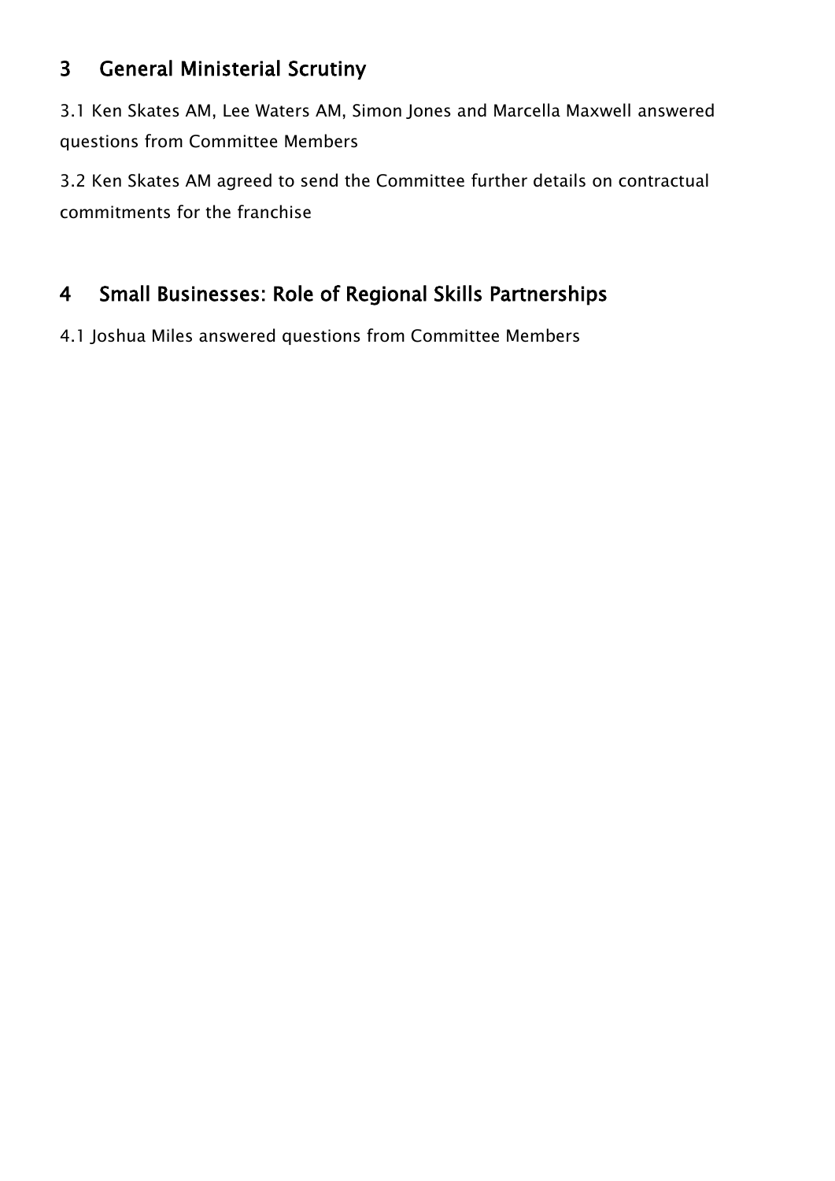## 3 General Ministerial Scrutiny

3.1 Ken Skates AM, Lee Waters AM, Simon Jones and Marcella Maxwell answered questions from Committee Members

3.2 Ken Skates AM agreed to send the Committee further details on contractual commitments for the franchise

## 4 Small Businesses: Role of Regional Skills Partnerships

4.1 Joshua Miles answered questions from Committee Members